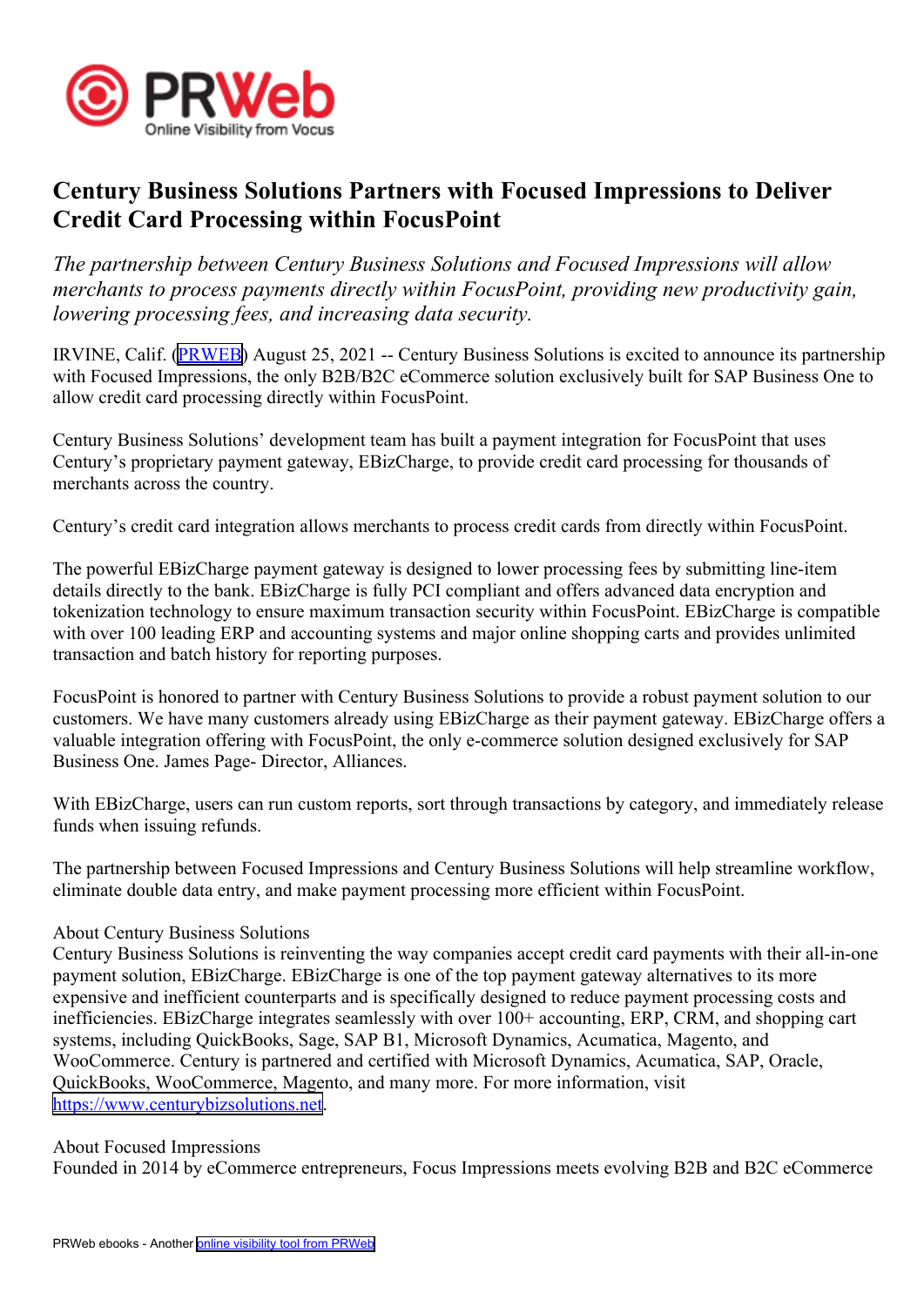# Century Business Solutions Partners with Focused Impressions to Deliver Credit Card Processing within FocusPoint

*The partnership between Century Business Solutions and Focused Impressions will allow merchants to process payments directly within FocusPoint, providing new productivity gain, lowering processing fees, and increasing data security.*

IRVINE, Calif. (PRWEB) August 25, 2021 -- Century Business Solutions is excited to announce its partnership with Focused Impressions, the only B2B/B2C eCommerce solution exclusively built for SAP Business One to allow credit card processing directly within FocusPoint.

Century Business Solutions' development team has built a payment integration for FocusPoint that uses Century's proprietary payment gateway, EBizCharge, to provide credit card processing for thousands of merchants across the country.

Century's credit card integration allows merchants to process credit cards from directly within FocusPoint.

The powerful EBizCharge payment gateway is designed to lower processing fees by submitting line-item details directly to the bank. EBizCharge is fully PCI compliant and offers advanced data encryption and tokenization technology to ensure maximum transaction security within FocusPoint. EBizCharge is compatible with over 100 leading ERP and accounting systems and major online shopping carts and provides unlimited transaction and batch history for reporting purposes.

FocusPoint is honored to partner with Century Business Solutions to provide a robust payment solution to our customers. We have many customers already using EBizCharge as their payment gateway. EBizCharge offers a valuable integration offering with FocusPoint, the only e-commerce solution designed exclusively for SAP Business One. James Page- Director, Alliances.

With EBizCharge, users can run custom reports, sort through transactions by category, and immediately release funds when issuing refunds.

The partnership between Focused Impressions and Century Business Solutions will help streamline workflow, eliminate double data entry, and make payment processing more efficient within FocusPoint.

About Century Business Solutions
Century Business Solutions is reinventing the way companies accept credit card payments with their all-in-one payment solution, EBizCharge. EBizCharge is one of the top payment gateway alternatives to its more expensive and inefficient counterparts and is specifically designed to reduce payment processing costs and inefficiencies. EBizCharge integrates seamlessly with over 100+ accounting, ERP, CRM, and shopping cart systems, including QuickBooks, Sage, SAP B1, Microsoft Dynamics, Acumatica, Magento, and WooCommerce. Century is partnered and certified with Microsoft Dynamics, Acumatica, SAP, Oracle, QuickBooks, WooCommerce, Magento, and many more. For more information, visit https://www.centurybizsolutions.net.

About Focused Impressions
Founded in 2014 by eCommerce entrepreneurs, Focus Impressions meets evolving B2B and B2C eCommerce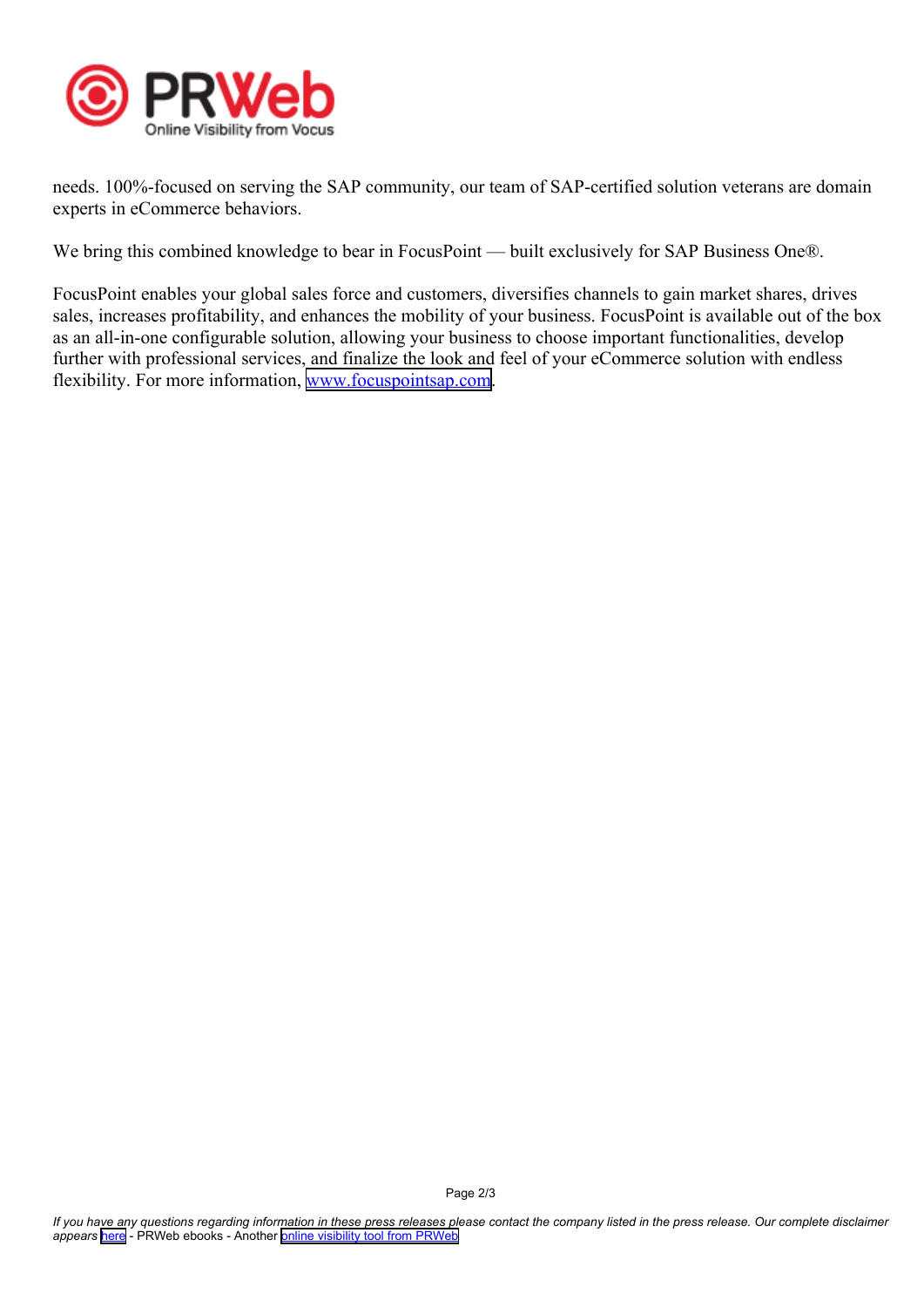needs. 100%-focused on serving the SAP community, our team of SAP-certified solution veterans are domain experts in eCommerce behaviors.

We bring this combined knowledge to bear in FocusPoint — built exclusively for SAP Business One®.

FocusPoint enables your global sales force and customers, diversifies channels to gain market shares, drives sales, increases profitability, and enhances the mobility of your business. FocusPoint is available out of the box as an all-in-one configurable solution, allowing your business to choose important functionalities, develop further with professional services, and finalize the look and feel of your eCommerce solution with endless flexibility. For more information, [www.focuspointsap.com](http://www.focuspointsap.com).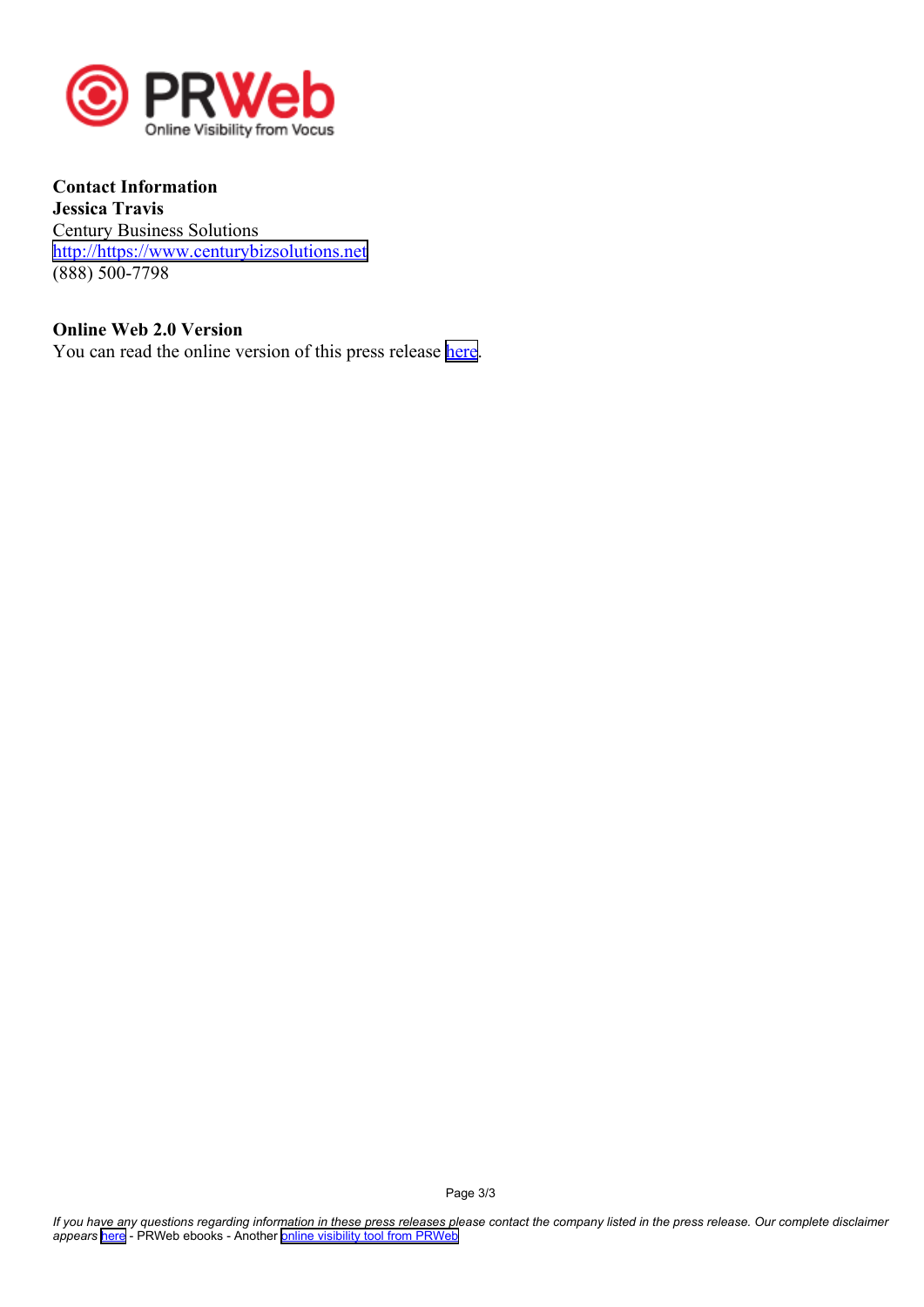**Contact Information**
**Jessica Travis**
Century Business Solutions
http://https://www.centurybizsolutions.net
(888) 500-7798

**Online Web 2.0 Version**
You can read the online version of this press release here.

*If you have any questions regarding information in these press releases please contact the company listed in the press release. Our complete disclaimer appears here - PRWeb ebooks - Another online visibility tool from PRWeb*